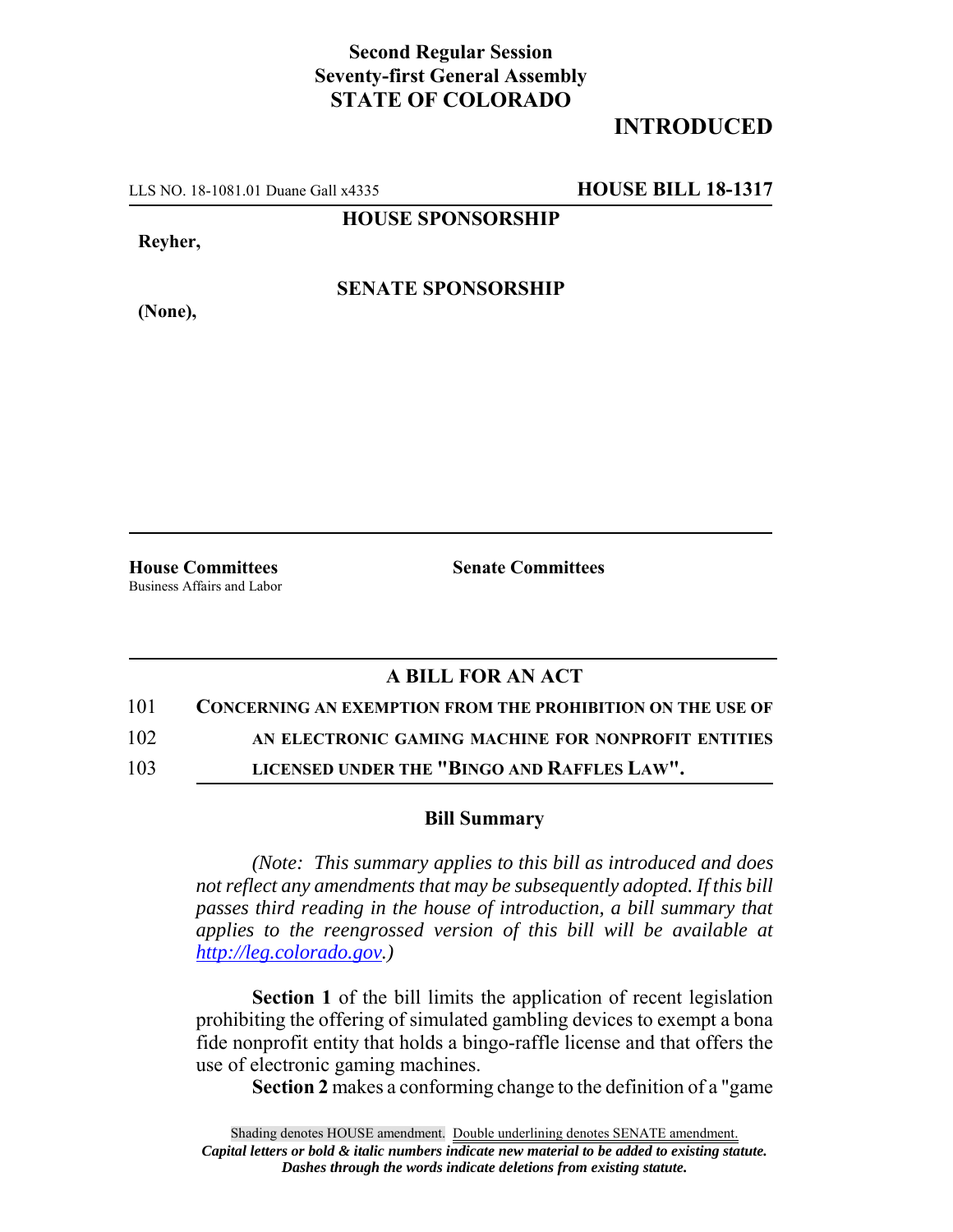**Second Regular Session**
**Seventy-first General Assembly**
**STATE OF COLORADO**

# INTRODUCED

LLS NO. 18-1081.01 Duane Gall x4335 **HOUSE BILL 18-1317**

**HOUSE SPONSORSHIP**

**Reyher,**

**SENATE SPONSORSHIP**

**(None),**

**House Committees**
Business Affairs and Labor

**Senate Committees**

## A BILL FOR AN ACT

101 **CONCERNING AN EXEMPTION FROM THE PROHIBITION ON THE USE OF**
102 **AN ELECTRONIC GAMING MACHINE FOR NONPROFIT ENTITIES**
103 **LICENSED UNDER THE "BINGO AND RAFFLES LAW".**

### Bill Summary

*(Note: This summary applies to this bill as introduced and does not reflect any amendments that may be subsequently adopted. If this bill passes third reading in the house of introduction, a bill summary that applies to the reengrossed version of this bill will be available at http://leg.colorado.gov.)*

**Section 1** of the bill limits the application of recent legislation prohibiting the offering of simulated gambling devices to exempt a bona fide nonprofit entity that holds a bingo-raffle license and that offers the use of electronic gaming machines.

**Section 2** makes a conforming change to the definition of a "game

Shading denotes HOUSE amendment. Double underlining denotes SENATE amendment.
***Capital letters or bold & italic numbers indicate new material to be added to existing statute.***
***Dashes through the words indicate deletions from existing statute.***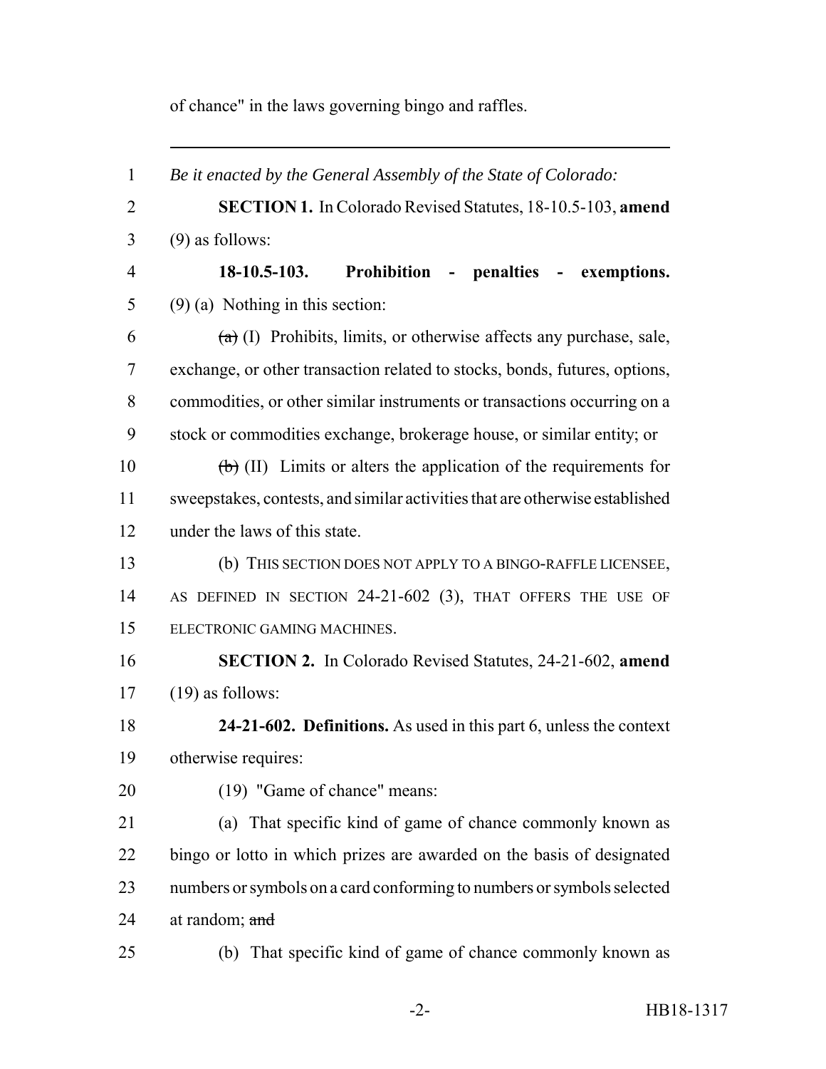of chance" in the laws governing bingo and raffles.

---

1 *Be it enacted by the General Assembly of the State of Colorado:*

2 **SECTION 1.** In Colorado Revised Statutes, 18-10.5-103, **amend**
3 (9) as follows:

4 **18-10.5-103. Prohibition - penalties - exemptions.**
5 (9) (a) Nothing in this section:

6 ~~(a)~~ (I) Prohibits, limits, or otherwise affects any purchase, sale,
7 exchange, or other transaction related to stocks, bonds, futures, options,
8 commodities, or other similar instruments or transactions occurring on a
9 stock or commodities exchange, brokerage house, or similar entity; or

10 ~~(b)~~ (II) Limits or alters the application of the requirements for
11 sweepstakes, contests, and similar activities that are otherwise established
12 under the laws of this state.

13 (b) THIS SECTION DOES NOT APPLY TO A BINGO-RAFFLE LICENSEE,
14 AS DEFINED IN SECTION 24-21-602 (3), THAT OFFERS THE USE OF
15 ELECTRONIC GAMING MACHINES.

16 **SECTION 2.** In Colorado Revised Statutes, 24-21-602, **amend**
17 (19) as follows:

18 **24-21-602. Definitions.** As used in this part 6, unless the context
19 otherwise requires:

20 (19) "Game of chance" means:

21 (a) That specific kind of game of chance commonly known as
22 bingo or lotto in which prizes are awarded on the basis of designated
23 numbers or symbols on a card conforming to numbers or symbols selected
24 at random; ~~and~~

25 (b) That specific kind of game of chance commonly known as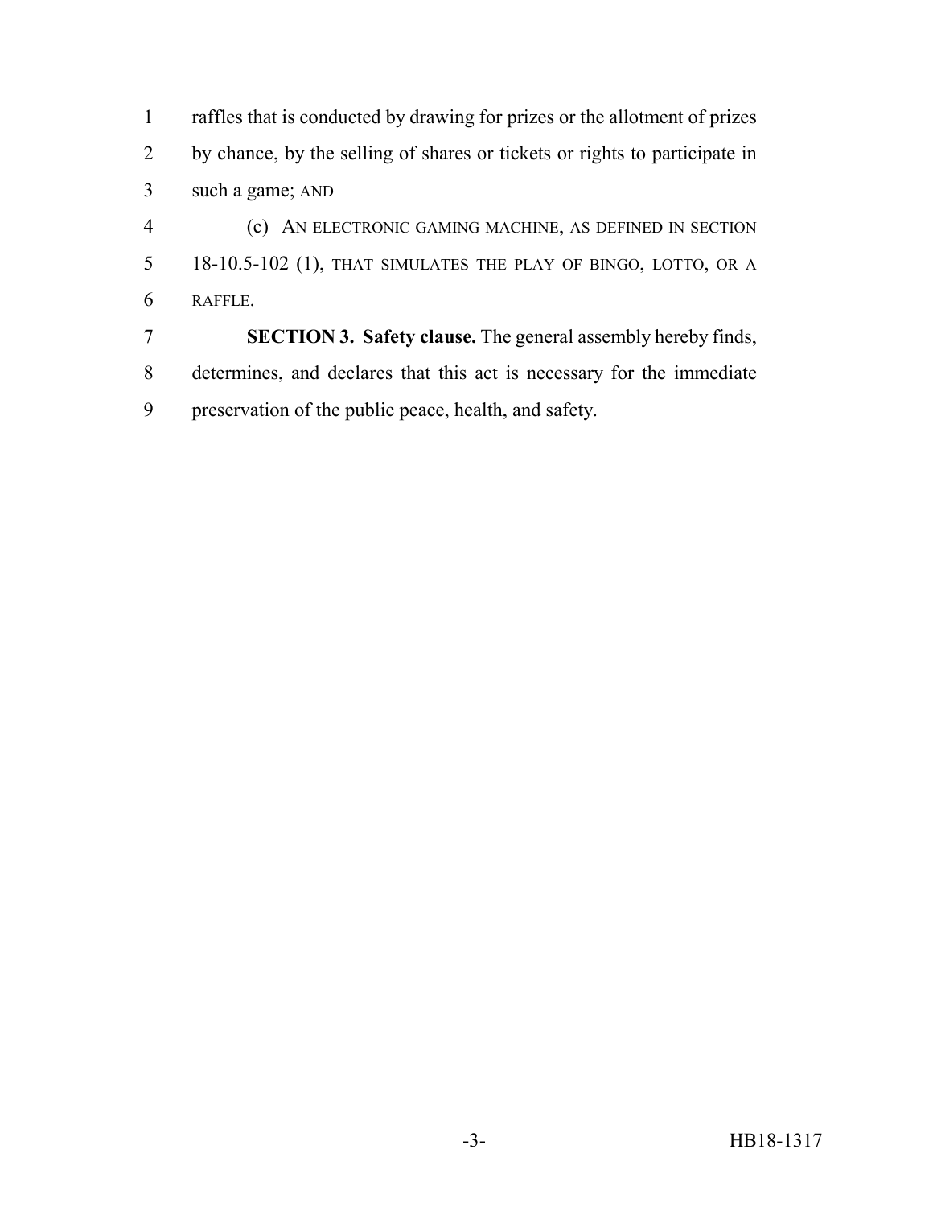raffles that is conducted by drawing for prizes or the allotment of prizes by chance, by the selling of shares or tickets or rights to participate in such a game; AND

(c) AN ELECTRONIC GAMING MACHINE, AS DEFINED IN SECTION 18-10.5-102 (1), THAT SIMULATES THE PLAY OF BINGO, LOTTO, OR A RAFFLE.

**SECTION 3. Safety clause.** The general assembly hereby finds, determines, and declares that this act is necessary for the immediate preservation of the public peace, health, and safety.